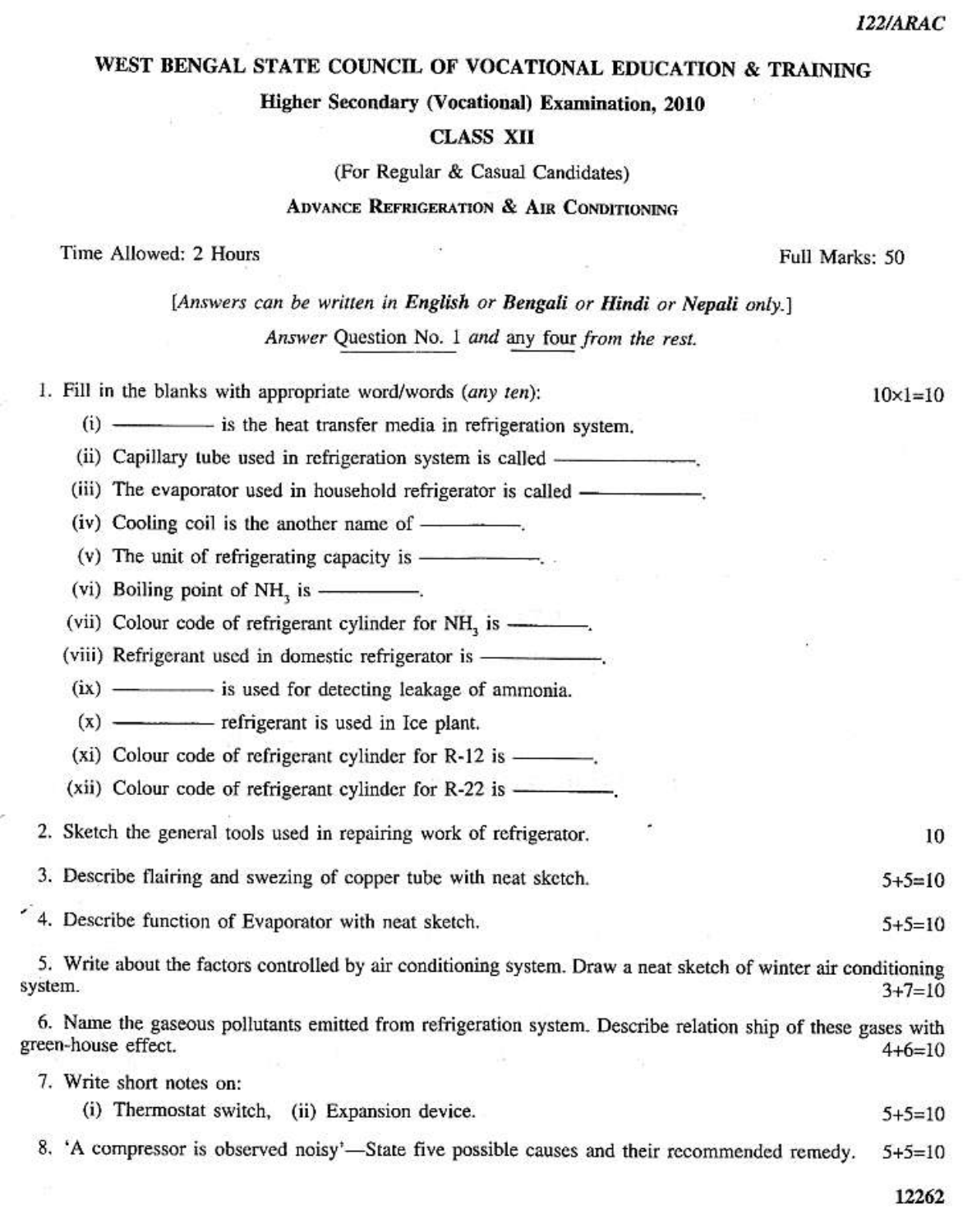122/ARAC

# WEST BENGAL STATE COUNCIL OF VOCATIONAL EDUCATION & TRAINING

## Higher Secondary (Vocational) Examination, 2010

## CLASS XII

(For Regular & Casual Candidates)

## ADVANCE REFRIGERATION & AIR CONDITIONING

Time Allowed: 2 Hours — Full Marks: 50

[*Answers can be written in **English** or **Bengali** or **Hindi** or **Nepali** only.*]

*Answer* Question No. 1 *and* any four *from the rest.*

1. Fill in the blanks with appropriate word/words (*any ten*): 10×1=10

   (i) ———— is the heat transfer media in refrigeration system.

   (ii) Capillary tube used in refrigeration system is called ————.

   (iii) The evaporator used in household refrigerator is called ————.

   (iv) Cooling coil is the another name of ————.

   (v) The unit of refrigerating capacity is ————.

   (vi) Boiling point of $NH_3$ is ————.

   (vii) Colour code of refrigerant cylinder for $NH_3$ is ————.

   (viii) Refrigerant used in domestic refrigerator is ————.

   (ix) ———— is used for detecting leakage of ammonia.

   (x) ———— refrigerant is used in Ice plant.

   (xi) Colour code of refrigerant cylinder for R-12 is ————.

   (xii) Colour code of refrigerant cylinder for R-22 is ————.

2. Sketch the general tools used in repairing work of refrigerator. 10

3. Describe flairing and swezing of copper tube with neat sketch. 5+5=10

4. Describe function of Evaporator with neat sketch. 5+5=10

5. Write about the factors controlled by air conditioning system. Draw a neat sketch of winter air conditioning system. 3+7=10

6. Name the gaseous pollutants emitted from refrigeration system. Describe relation ship of these gases with green-house effect. 4+6=10

7. Write short notes on:

   (i) Thermostat switch, (ii) Expansion device. 5+5=10

8. 'A compressor is observed noisy'—State five possible causes and their recommended remedy. 5+5=10

12262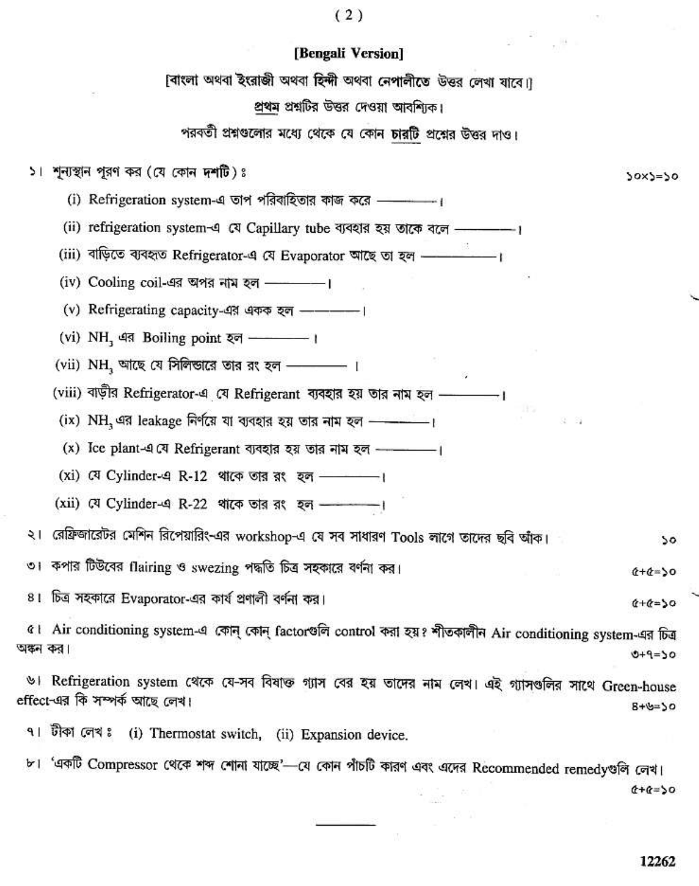## [Bengali Version]

[বাংলা অথবা ইংরাজী অথবা হিন্দী অথবা নেপালীতে উত্তর লেখা যাবে।]

প্রথম প্রশ্নটির উত্তর দেওয়া আবশ্যিক।

পরবর্তী প্রশ্নগুলোর মধ্যে থেকে যে কোন চারটি প্রশ্নের উত্তর দাও।

১। শূন্যস্থান পূরণ কর (যে কোন দশটি)ঃ 　　১০×১=১০

(i) Refrigeration system-এ তাপ পরিবাহিতার কাজ করে ————।

(ii) refrigeration system-এ যে Capillary tube ব্যবহার হয় তাকে বলে ————।

(iii) বাড়িতে ব্যবহৃত Refrigerator-এ যে Evaporator আছে তা হল ————।

(iv) Cooling coil-এর অপর নাম হল ————।

(v) Refrigerating capacity-এর একক হল ————।

(vi) $NH_3$ এর Boiling point হল ————।

(vii) $NH_3$ আছে যে সিলিন্ডারে তার রং হল ————।

(viii) বাড়ীর Refrigerator-এ যে Refrigerant ব্যবহার হয় তার নাম হল ————।

(ix) $NH_3$ এর leakage নির্ণয়ে যা ব্যবহার হয় তার নাম হল ————।

(x) Ice plant-এ যে Refrigerant ব্যবহার হয় তার নাম হল ————।

(xi) যে Cylinder-এ R-12 থাকে তার রং হল ————।

(xii) যে Cylinder-এ R-22 থাকে তার রং হল ————।

২। রেফ্রিজারেটর মেশিন রিপেয়ারিং-এর workshop-এ যে সব সাধারণ Tools লাগে তাদের ছবি আঁক। 　　১০

৩। কপার টিউবের flairing ও swezing পদ্ধতি চিত্র সহকারে বর্ণনা কর। 　　৫+৫=১০

৪। চিত্র সহকারে Evaporator-এর কার্য প্রণালী বর্ণনা কর। 　　৫+৫=১০

৫। Air conditioning system-এ কোন্ কোন্ factorগুলি control করা হয়? শীতকালীন Air conditioning system-এর চিত্র অঙ্কন কর। 　　৩+৭=১০

৬। Refrigeration system থেকে যে-সব বিষাক্ত গ্যাস বের হয় তাদের নাম লেখ। এই গ্যাসগুলির সাথে Green-house effect-এর কি সম্পর্ক আছে লেখ। 　　৪+৬=১০

৭। টীকা লেখঃ (i) Thermostat switch, (ii) Expansion device.

৮। 'একটি Compressor থেকে শব্দ শোনা যাচ্ছে'—যে কোন পাঁচটি কারণ এবং এদের Recommended remedyগুলি লেখ। 　　৫+৫=১০

12262